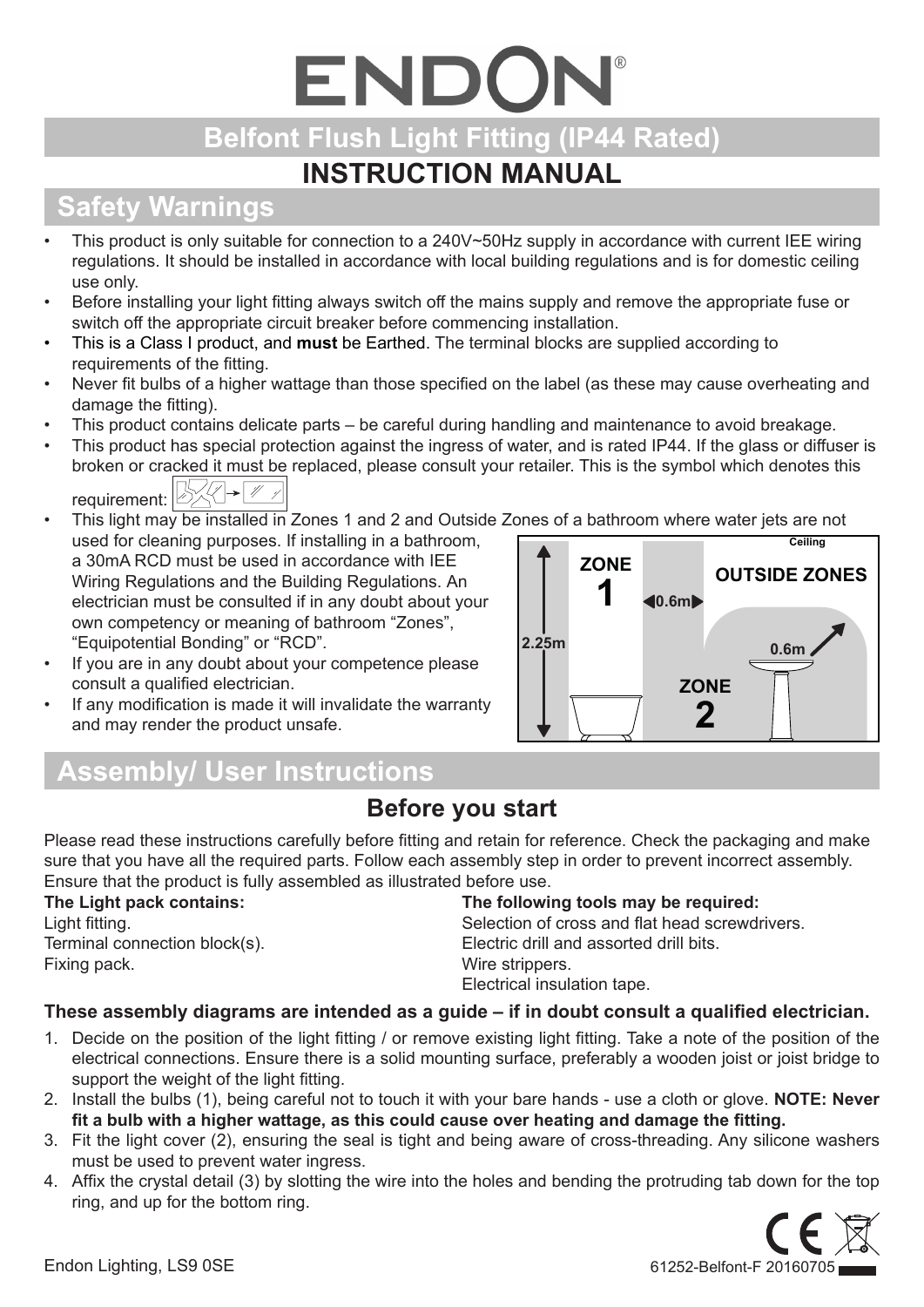# ENDON®

## Belfont Flush Light Fitting (IP44 Rated)

## INSTRUCTION MANUAL

## Safety Warnings

- This product is only suitable for connection to a 240V~50Hz supply in accordance with current IEE wiring regulations. It should be installed in accordance with local building regulations and is for domestic ceiling use only.
- Before installing your light fitting always switch off the mains supply and remove the appropriate fuse or switch off the appropriate circuit breaker before commencing installation.
- This is a Class I product, and **must** be Earthed. The terminal blocks are supplied according to requirements of the fitting.
- Never fit bulbs of a higher wattage than those specified on the label (as these may cause overheating and damage the fitting).
- This product contains delicate parts – be careful during handling and maintenance to avoid breakage.
- This product has special protection against the ingress of water, and is rated IP44. If the glass or diffuser is broken or cracked it must be replaced, please consult your retailer. This is the symbol which denotes this requirement:
- This light may be installed in Zones 1 and 2 and Outside Zones of a bathroom where water jets are not used for cleaning purposes. If installing in a bathroom, a 30mA RCD must be used in accordance with IEE Wiring Regulations and the Building Regulations. An electrician must be consulted if in any doubt about your own competency or meaning of bathroom "Zones", "Equipotential Bonding" or "RCD".
- If you are in any doubt about your competence please consult a qualified electrician.
- If any modification is made it will invalidate the warranty and may render the product unsafe.

Ceiling
ZONE 1
0.6m
OUTSIDE ZONES
2.25m
0.6m
ZONE 2

## Assembly/ User Instructions

### Before you start

Please read these instructions carefully before fitting and retain for reference. Check the packaging and make sure that you have all the required parts. Follow each assembly step in order to prevent incorrect assembly. Ensure that the product is fully assembled as illustrated before use.

**The Light pack contains:**
Light fitting.
Terminal connection block(s).
Fixing pack.

**The following tools may be required:**
Selection of cross and flat head screwdrivers.
Electric drill and assorted drill bits.
Wire strippers.
Electrical insulation tape.

**These assembly diagrams are intended as a guide – if in doubt consult a qualified electrician.**

1. Decide on the position of the light fitting / or remove existing light fitting. Take a note of the position of the electrical connections. Ensure there is a solid mounting surface, preferably a wooden joist or joist bridge to support the weight of the light fitting.
2. Install the bulbs (1), being careful not to touch it with your bare hands - use a cloth or glove. **NOTE: Never fit a bulb with a higher wattage, as this could cause over heating and damage the fitting.**
3. Fit the light cover (2), ensuring the seal is tight and being aware of cross-threading. Any silicone washers must be used to prevent water ingress.
4. Affix the crystal detail (3) by slotting the wire into the holes and bending the protruding tab down for the top ring, and up for the bottom ring.

Endon Lighting, LS9 0SE

61252-Belfont-F 20160705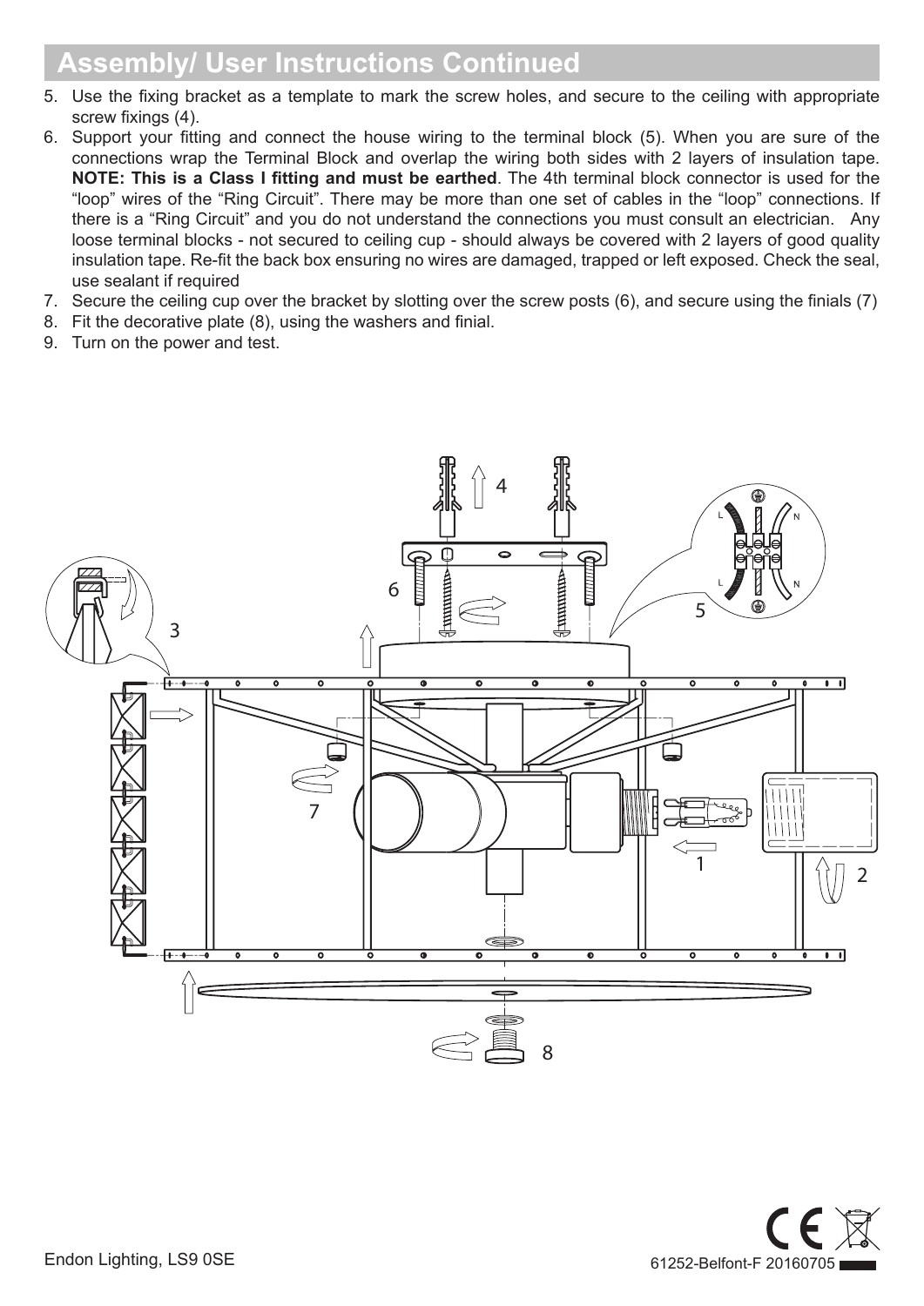## Assembly/ User Instructions Continued

5. Use the fixing bracket as a template to mark the screw holes, and secure to the ceiling with appropriate screw fixings (4).
6. Support your fitting and connect the house wiring to the terminal block (5). When you are sure of the connections wrap the Terminal Block and overlap the wiring both sides with 2 layers of insulation tape. **NOTE: This is a Class I fitting and must be earthed**. The 4th terminal block connector is used for the "loop" wires of the "Ring Circuit". There may be more than one set of cables in the "loop" connections. If there is a "Ring Circuit" and you do not understand the connections you must consult an electrician. Any loose terminal blocks - not secured to ceiling cup - should always be covered with 2 layers of good quality insulation tape. Re-fit the back box ensuring no wires are damaged, trapped or left exposed. Check the seal, use sealant if required
7. Secure the ceiling cup over the bracket by slotting over the screw posts (6), and secure using the finials (7)
8. Fit the decorative plate (8), using the washers and finial.
9. Turn on the power and test.

4

L N

L N

6

5

3

7

1

2

8

Endon Lighting, LS9 0SE

61252-Belfont-F 20160705